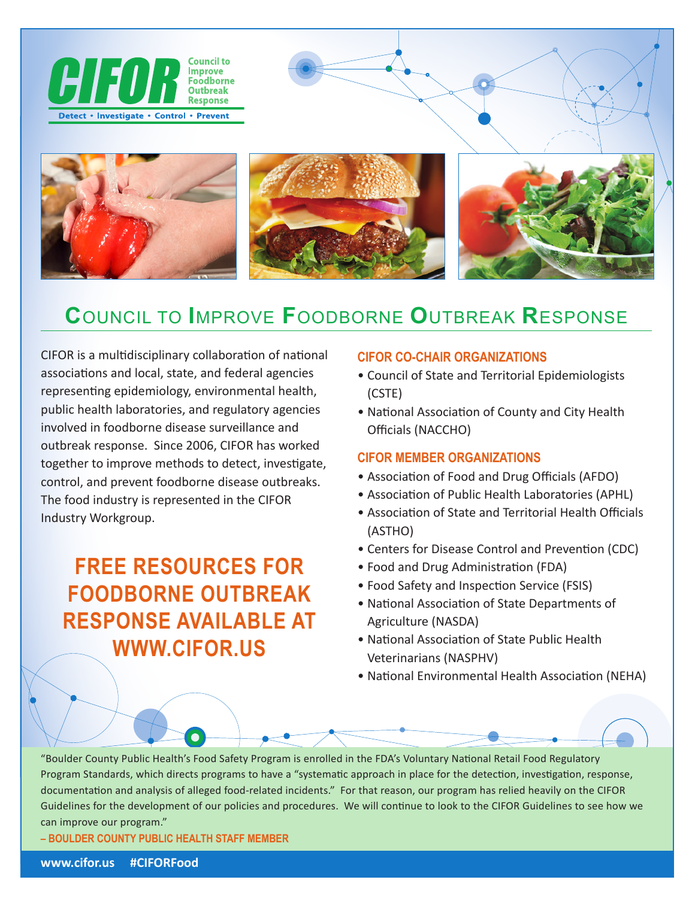# CIFOR

Council to Improve Foodborne Outbreak Response

Detect • Investigate • Control • Prevent

## Council to Improve Foodborne Outbreak Response

CIFOR is a multidisciplinary collaboration of national associations and local, state, and federal agencies representing epidemiology, environmental health, public health laboratories, and regulatory agencies involved in foodborne disease surveillance and outbreak response. Since 2006, CIFOR has worked together to improve methods to detect, investigate, control, and prevent foodborne disease outbreaks. The food industry is represented in the CIFOR Industry Workgroup.

**FREE RESOURCES FOR FOODBORNE OUTBREAK RESPONSE AVAILABLE AT WWW.CIFOR.US**

### CIFOR CO-CHAIR ORGANIZATIONS

- Council of State and Territorial Epidemiologists (CSTE)
- National Association of County and City Health Officials (NACCHO)

### CIFOR MEMBER ORGANIZATIONS

- Association of Food and Drug Officials (AFDO)
- Association of Public Health Laboratories (APHL)
- Association of State and Territorial Health Officials (ASTHO)
- Centers for Disease Control and Prevention (CDC)
- Food and Drug Administration (FDA)
- Food Safety and Inspection Service (FSIS)
- National Association of State Departments of Agriculture (NASDA)
- National Association of State Public Health Veterinarians (NASPHV)
- National Environmental Health Association (NEHA)

"Boulder County Public Health's Food Safety Program is enrolled in the FDA's Voluntary National Retail Food Regulatory Program Standards, which directs programs to have a "systematic approach in place for the detection, investigation, response, documentation and analysis of alleged food-related incidents." For that reason, our program has relied heavily on the CIFOR Guidelines for the development of our policies and procedures. We will continue to look to the CIFOR Guidelines to see how we can improve our program."

**– BOULDER COUNTY PUBLIC HEALTH STAFF MEMBER**

**www.cifor.us #CIFORFood**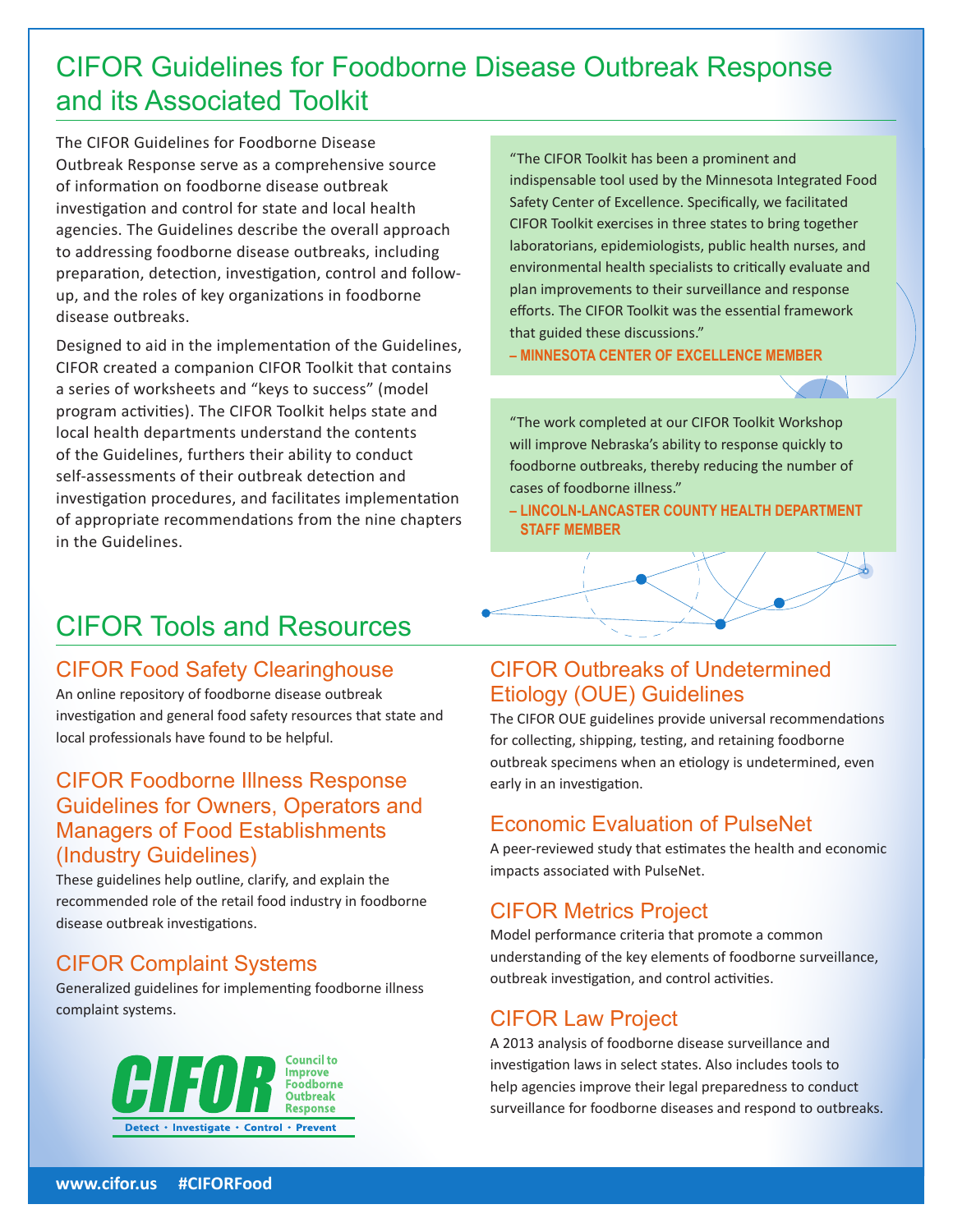# CIFOR Guidelines for Foodborne Disease Outbreak Response and its Associated Toolkit

The CIFOR Guidelines for Foodborne Disease Outbreak Response serve as a comprehensive source of information on foodborne disease outbreak investigation and control for state and local health agencies. The Guidelines describe the overall approach to addressing foodborne disease outbreaks, including preparation, detection, investigation, control and follow-up, and the roles of key organizations in foodborne disease outbreaks.

Designed to aid in the implementation of the Guidelines, CIFOR created a companion CIFOR Toolkit that contains a series of worksheets and "keys to success" (model program activities). The CIFOR Toolkit helps state and local health departments understand the contents of the Guidelines, furthers their ability to conduct self-assessments of their outbreak detection and investigation procedures, and facilitates implementation of appropriate recommendations from the nine chapters in the Guidelines.

"The CIFOR Toolkit has been a prominent and indispensable tool used by the Minnesota Integrated Food Safety Center of Excellence. Specifically, we facilitated CIFOR Toolkit exercises in three states to bring together laboratorians, epidemiologists, public health nurses, and environmental health specialists to critically evaluate and plan improvements to their surveillance and response efforts. The CIFOR Toolkit was the essential framework that guided these discussions."

**– MINNESOTA CENTER OF EXCELLENCE MEMBER**

"The work completed at our CIFOR Toolkit Workshop will improve Nebraska's ability to response quickly to foodborne outbreaks, thereby reducing the number of cases of foodborne illness."

**– LINCOLN-LANCASTER COUNTY HEALTH DEPARTMENT STAFF MEMBER**

# CIFOR Tools and Resources

## CIFOR Food Safety Clearinghouse

An online repository of foodborne disease outbreak investigation and general food safety resources that state and local professionals have found to be helpful.

## CIFOR Foodborne Illness Response Guidelines for Owners, Operators and Managers of Food Establishments (Industry Guidelines)

These guidelines help outline, clarify, and explain the recommended role of the retail food industry in foodborne disease outbreak investigations.

## CIFOR Complaint Systems

Generalized guidelines for implementing foodborne illness complaint systems.

## CIFOR Outbreaks of Undetermined Etiology (OUE) Guidelines

The CIFOR OUE guidelines provide universal recommendations for collecting, shipping, testing, and retaining foodborne outbreak specimens when an etiology is undetermined, even early in an investigation.

## Economic Evaluation of PulseNet

A peer-reviewed study that estimates the health and economic impacts associated with PulseNet.

## CIFOR Metrics Project

Model performance criteria that promote a common understanding of the key elements of foodborne surveillance, outbreak investigation, and control activities.

## CIFOR Law Project

A 2013 analysis of foodborne disease surveillance and investigation laws in select states. Also includes tools to help agencies improve their legal preparedness to conduct surveillance for foodborne diseases and respond to outbreaks.

CIFOR Council to Improve Foodborne Outbreak Response

Detect • Investigate • Control • Prevent

www.cifor.us #CIFORFood